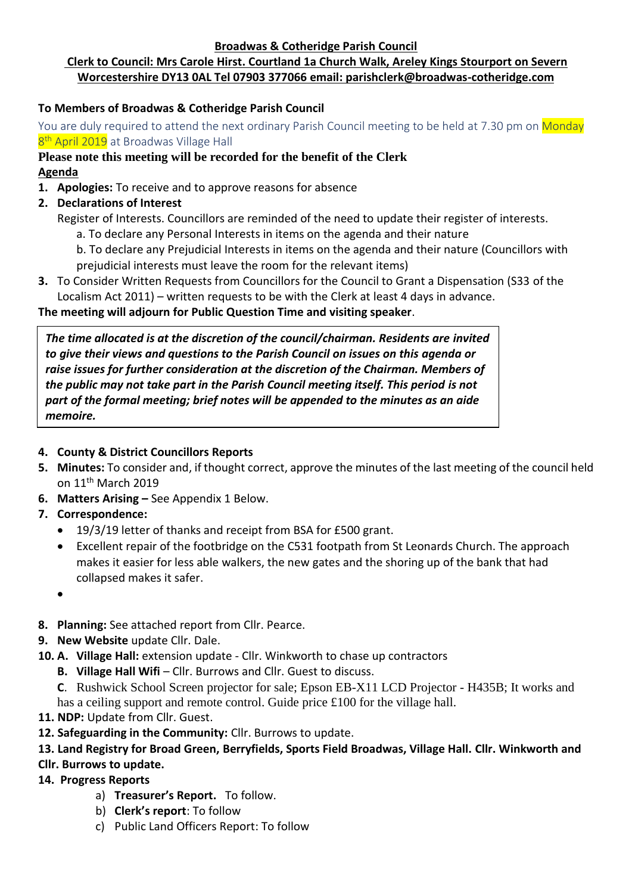**Broadwas & Cotheridge Parish Council**

**Clerk to Council: Mrs Carole Hirst. Courtland 1a Church Walk, Areley Kings Stourport on Severn Worcestershire DY13 0AL Tel 07903 377066 email: parishclerk@broadwas-cotheridge.com**

**To Members of Broadwas & Cotheridge Parish Council**

You are duly required to attend the next ordinary Parish Council meeting to be held at 7.30 pm on Monday 8th April 2019 at Broadwas Village Hall

**Please note this meeting will be recorded for the benefit of the Clerk**

**Agenda**

1. **Apologies:** To receive and to approve reasons for absence
2. **Declarations of Interest**

   Register of Interests. Councillors are reminded of the need to update their register of interests.

   a. To declare any Personal Interests in items on the agenda and their nature

   b. To declare any Prejudicial Interests in items on the agenda and their nature (Councillors with prejudicial interests must leave the room for the relevant items)
3. To Consider Written Requests from Councillors for the Council to Grant a Dispensation (S33 of the Localism Act 2011) – written requests to be with the Clerk at least 4 days in advance.

**The meeting will adjourn for Public Question Time and visiting speaker**.

***The time allocated is at the discretion of the council/chairman. Residents are invited to give their views and questions to the Parish Council on issues on this agenda or raise issues for further consideration at the discretion of the Chairman. Members of the public may not take part in the Parish Council meeting itself. This period is not part of the formal meeting; brief notes will be appended to the minutes as an aide memoire.***

4. **County & District Councillors Reports**
5. **Minutes:** To consider and, if thought correct, approve the minutes of the last meeting of the council held on 11th March 2019
6. **Matters Arising –** See Appendix 1 Below.
7. **Correspondence:**
   - 19/3/19 letter of thanks and receipt from BSA for £500 grant.
   - Excellent repair of the footbridge on the C531 footpath from St Leonards Church. The approach makes it easier for less able walkers, the new gates and the shoring up of the bank that had collapsed makes it safer.
   - 
8. **Planning:** See attached report from Cllr. Pearce.
9. **New Website** update Cllr. Dale.
10. **A. Village Hall:** extension update - Cllr. Winkworth to chase up contractors

    **B. Village Hall Wifi** – Cllr. Burrows and Cllr. Guest to discuss.

    **C**. Rushwick School Screen projector for sale; Epson EB-X11 LCD Projector - H435B; It works and has a ceiling support and remote control. Guide price £100 for the village hall.
11. **NDP:** Update from Cllr. Guest.
12. **Safeguarding in the Community:** Cllr. Burrows to update.
13. **Land Registry for Broad Green, Berryfields, Sports Field Broadwas, Village Hall. Cllr. Winkworth and Cllr. Burrows to update.**
14. **Progress Reports**
    a) **Treasurer's Report.** To follow.
    b) **Clerk's report**: To follow
    c) Public Land Officers Report: To follow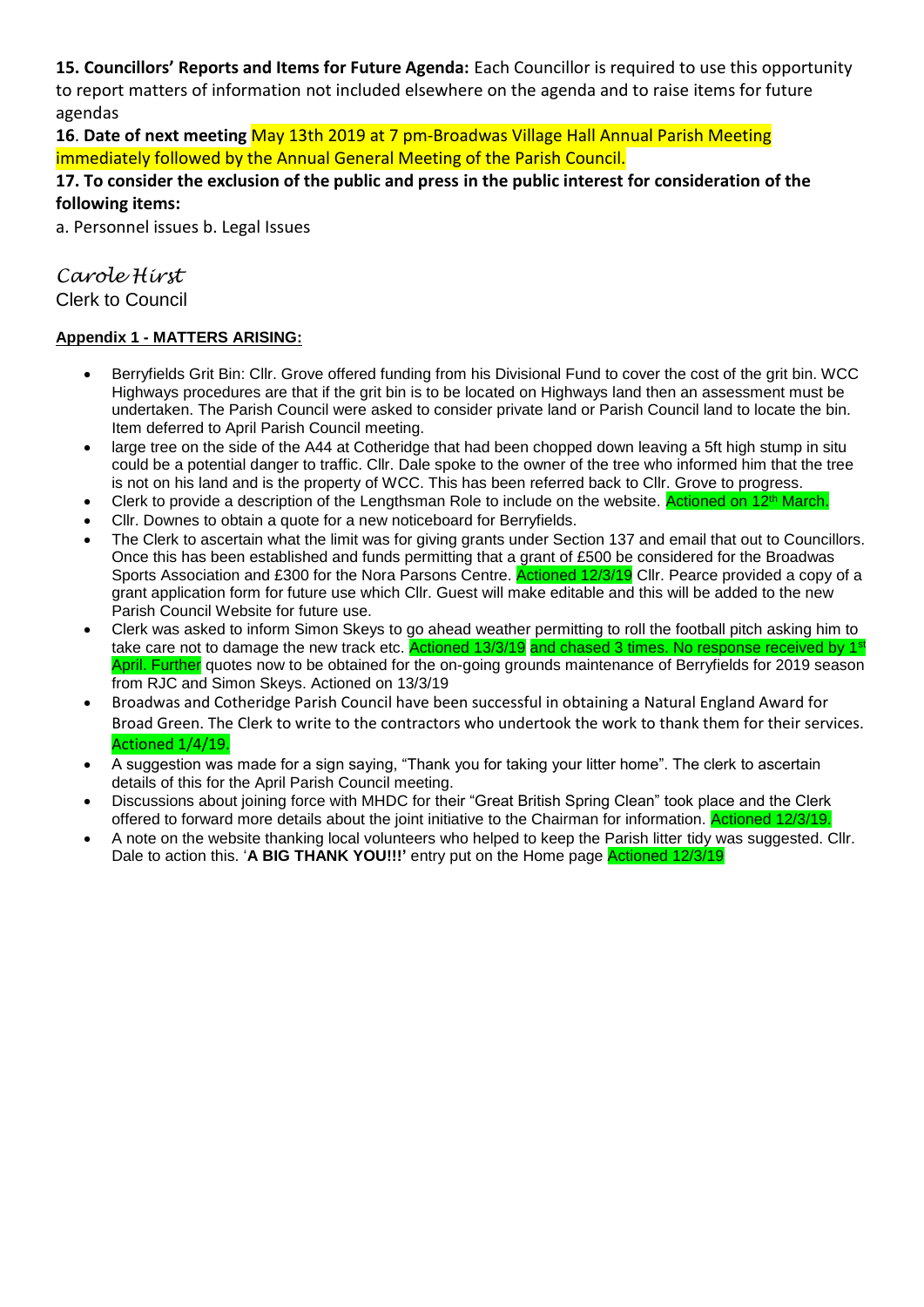**15. Councillors' Reports and Items for Future Agenda:** Each Councillor is required to use this opportunity to report matters of information not included elsewhere on the agenda and to raise items for future agendas

**16**. **Date of next meeting** May 13th 2019 at 7 pm-Broadwas Village Hall Annual Parish Meeting immediately followed by the Annual General Meeting of the Parish Council.

**17. To consider the exclusion of the public and press in the public interest for consideration of the following items:**

a. Personnel issues b. Legal Issues

*Carole Hirst*

Clerk to Council

**Appendix 1 - MATTERS ARISING:**

- Berryfields Grit Bin: Cllr. Grove offered funding from his Divisional Fund to cover the cost of the grit bin. WCC Highways procedures are that if the grit bin is to be located on Highways land then an assessment must be undertaken. The Parish Council were asked to consider private land or Parish Council land to locate the bin. Item deferred to April Parish Council meeting.
- large tree on the side of the A44 at Cotheridge that had been chopped down leaving a 5ft high stump in situ could be a potential danger to traffic. Cllr. Dale spoke to the owner of the tree who informed him that the tree is not on his land and is the property of WCC. This has been referred back to Cllr. Grove to progress.
- Clerk to provide a description of the Lengthsman Role to include on the website. Actioned on 12th March.
- Cllr. Downes to obtain a quote for a new noticeboard for Berryfields.
- The Clerk to ascertain what the limit was for giving grants under Section 137 and email that out to Councillors. Once this has been established and funds permitting that a grant of £500 be considered for the Broadwas Sports Association and £300 for the Nora Parsons Centre. Actioned 12/3/19 Cllr. Pearce provided a copy of a grant application form for future use which Cllr. Guest will make editable and this will be added to the new Parish Council Website for future use.
- Clerk was asked to inform Simon Skeys to go ahead weather permitting to roll the football pitch asking him to take care not to damage the new track etc. Actioned 13/3/19 and chased 3 times. No response received by 1st April. Further quotes now to be obtained for the on-going grounds maintenance of Berryfields for 2019 season from RJC and Simon Skeys. Actioned on 13/3/19
- Broadwas and Cotheridge Parish Council have been successful in obtaining a Natural England Award for Broad Green. The Clerk to write to the contractors who undertook the work to thank them for their services. Actioned 1/4/19.
- A suggestion was made for a sign saying, "Thank you for taking your litter home". The clerk to ascertain details of this for the April Parish Council meeting.
- Discussions about joining force with MHDC for their "Great British Spring Clean" took place and the Clerk offered to forward more details about the joint initiative to the Chairman for information. Actioned 12/3/19.
- A note on the website thanking local volunteers who helped to keep the Parish litter tidy was suggested. Cllr. Dale to action this. '**A BIG THANK YOU!!!'** entry put on the Home page Actioned 12/3/19